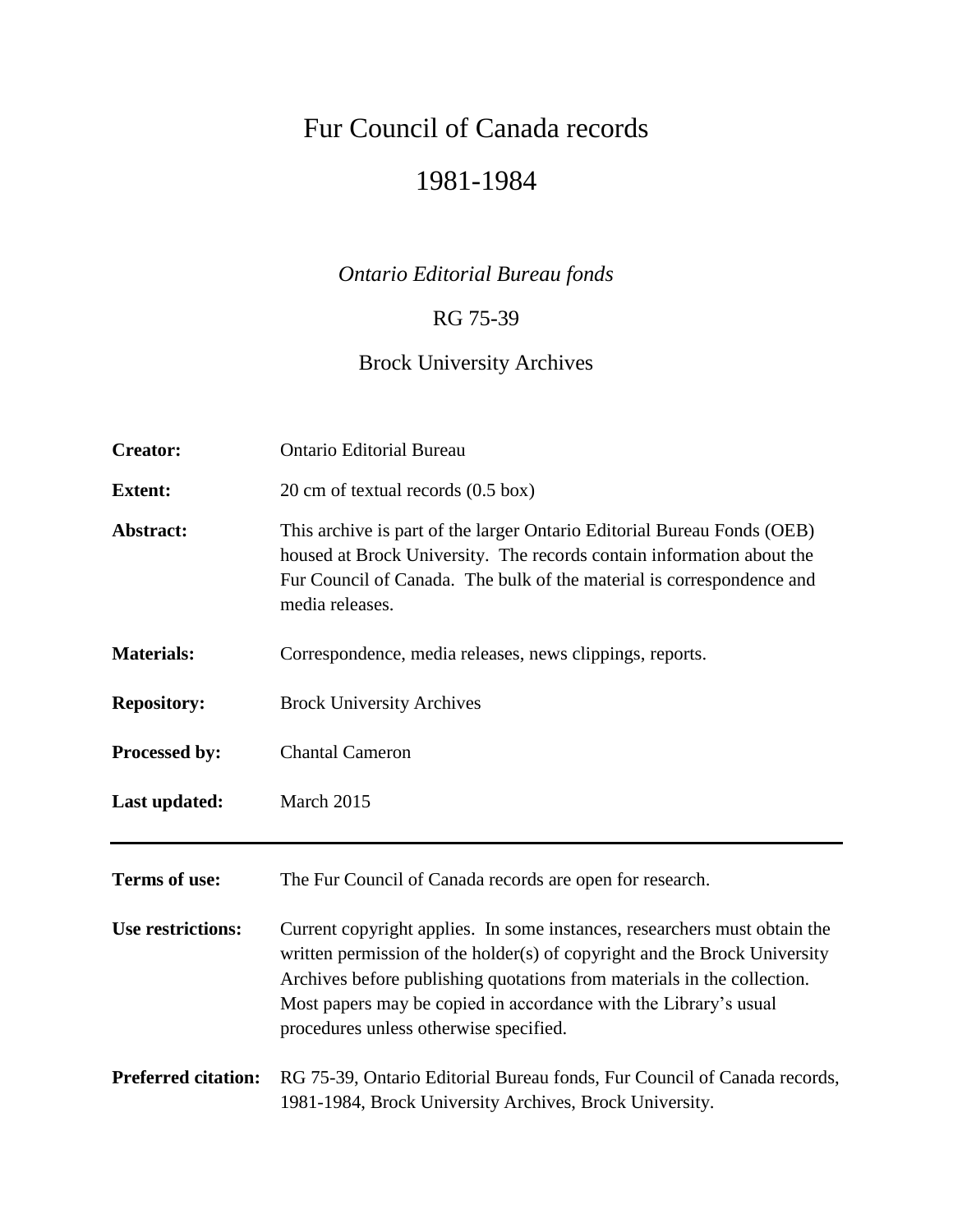# Fur Council of Canada records

# 1981-1984

*Ontario Editorial Bureau fonds*

RG 75-39

Brock University Archives

| | |
|---|---|
| **Creator:** | Ontario Editorial Bureau |
| **Extent:** | 20 cm of textual records (0.5 box) |
| **Abstract:** | This archive is part of the larger Ontario Editorial Bureau Fonds (OEB) housed at Brock University. The records contain information about the Fur Council of Canada. The bulk of the material is correspondence and media releases. |
| **Materials:** | Correspondence, media releases, news clippings, reports. |
| **Repository:** | Brock University Archives |
| **Processed by:** | Chantal Cameron |
| **Last updated:** | March 2015 |

---

| | |
|---|---|
| **Terms of use:** | The Fur Council of Canada records are open for research. |
| **Use restrictions:** | Current copyright applies. In some instances, researchers must obtain the written permission of the holder(s) of copyright and the Brock University Archives before publishing quotations from materials in the collection. Most papers may be copied in accordance with the Library's usual procedures unless otherwise specified. |
| **Preferred citation:** | RG 75-39, Ontario Editorial Bureau fonds, Fur Council of Canada records, 1981-1984, Brock University Archives, Brock University. |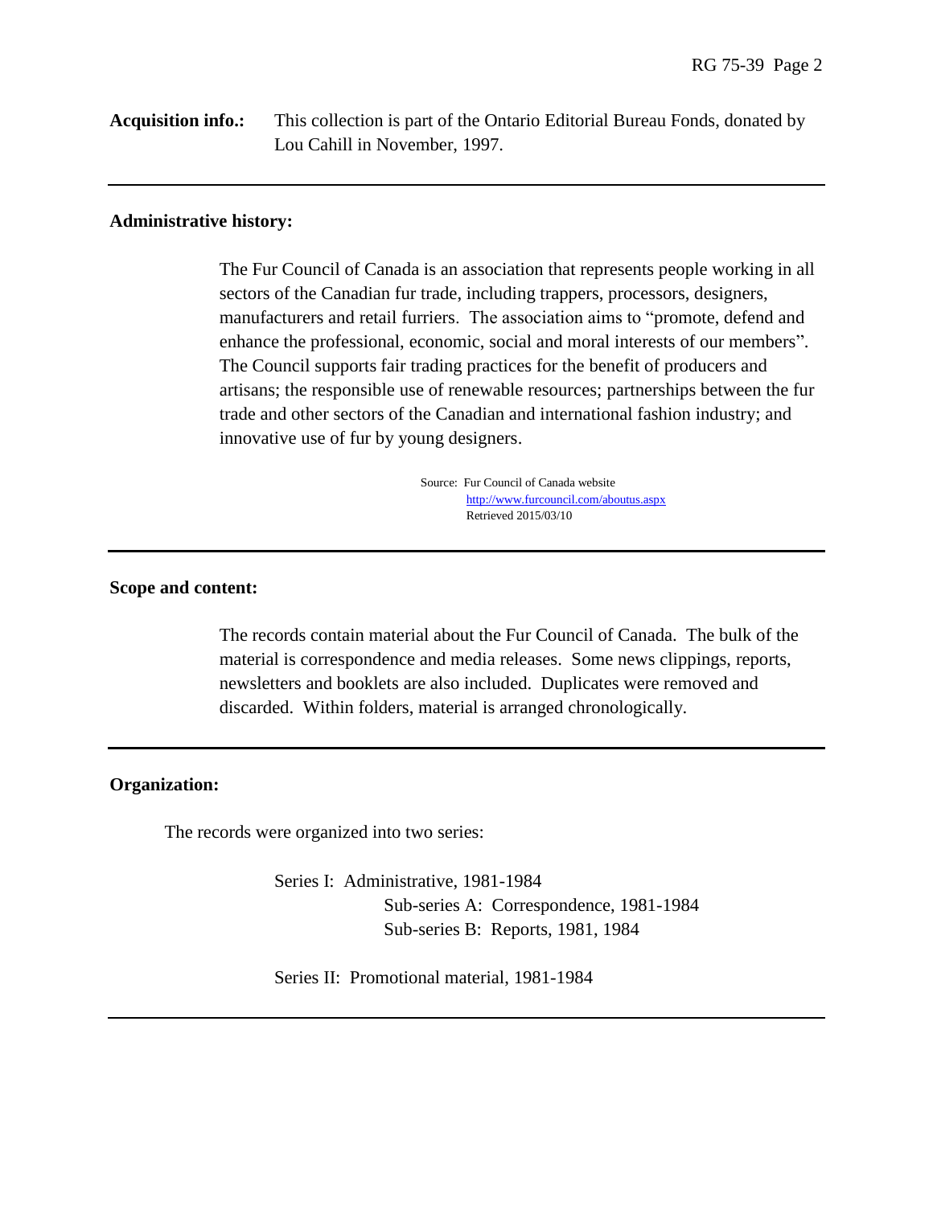**Acquisition info.:** This collection is part of the Ontario Editorial Bureau Fonds, donated by Lou Cahill in November, 1997.

---

**Administrative history:**

The Fur Council of Canada is an association that represents people working in all sectors of the Canadian fur trade, including trappers, processors, designers, manufacturers and retail furriers. The association aims to "promote, defend and enhance the professional, economic, social and moral interests of our members". The Council supports fair trading practices for the benefit of producers and artisans; the responsible use of renewable resources; partnerships between the fur trade and other sectors of the Canadian and international fashion industry; and innovative use of fur by young designers.

Source: Fur Council of Canada website
http://www.furcouncil.com/aboutus.aspx
Retrieved 2015/03/10

---

**Scope and content:**

The records contain material about the Fur Council of Canada. The bulk of the material is correspondence and media releases. Some news clippings, reports, newsletters and booklets are also included. Duplicates were removed and discarded. Within folders, material is arranged chronologically.

---

**Organization:**

The records were organized into two series:

- Series I: Administrative, 1981-1984
  - Sub-series A: Correspondence, 1981-1984
  - Sub-series B: Reports, 1981, 1984
- Series II: Promotional material, 1981-1984

---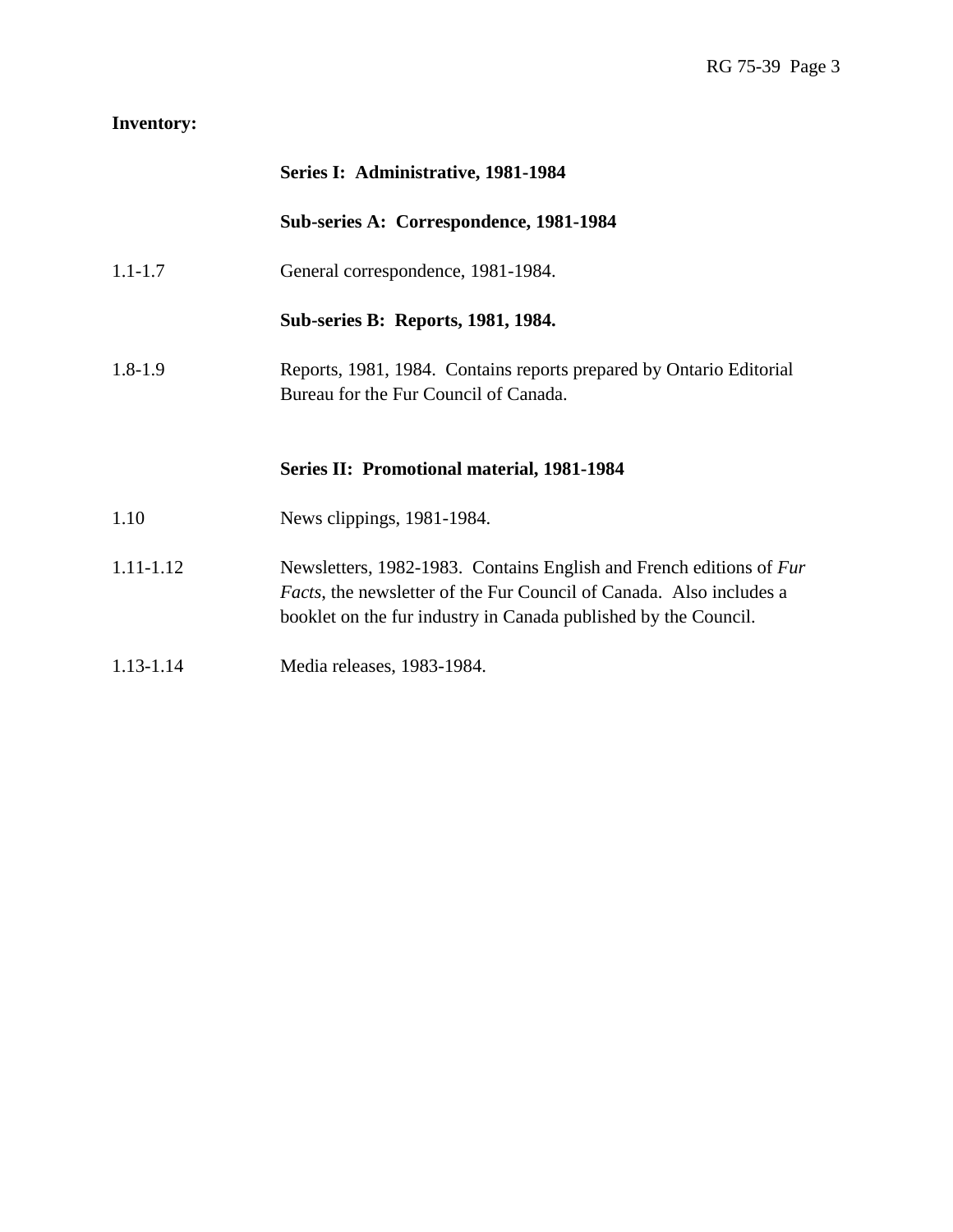**Inventory:**

**Series I: Administrative, 1981-1984**

**Sub-series A: Correspondence, 1981-1984**

| | |
|---|---|
| 1.1-1.7 | General correspondence, 1981-1984. |

**Sub-series B: Reports, 1981, 1984.**

| | |
|---|---|
| 1.8-1.9 | Reports, 1981, 1984. Contains reports prepared by Ontario Editorial Bureau for the Fur Council of Canada. |

**Series II: Promotional material, 1981-1984**

| | |
|---|---|
| 1.10 | News clippings, 1981-1984. |
| 1.11-1.12 | Newsletters, 1982-1983. Contains English and French editions of *Fur Facts*, the newsletter of the Fur Council of Canada. Also includes a booklet on the fur industry in Canada published by the Council. |
| 1.13-1.14 | Media releases, 1983-1984. |